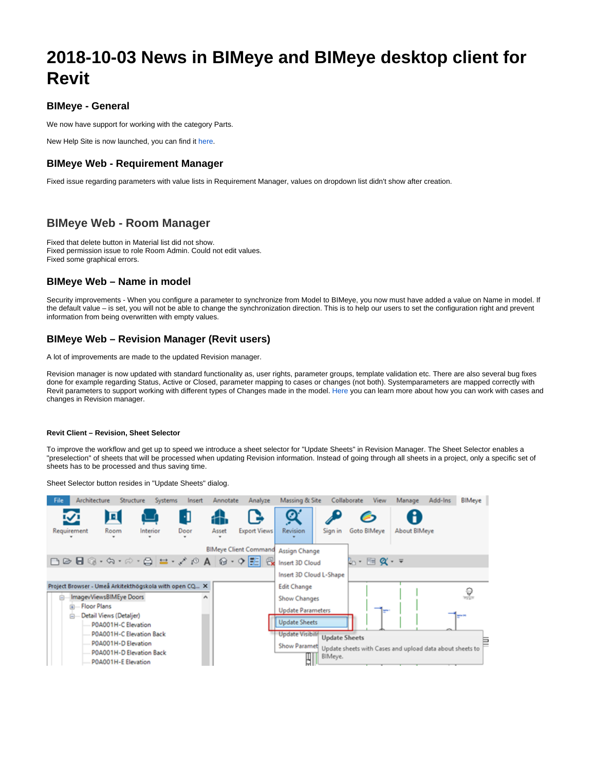# 2018-10-03 News in BIMeye and BIMeye desktop client for Revit

## BIMeye - General

We now have support for working with the category Parts.

New Help Site is now launched, you can find it here.

## BIMeye Web - Requirement Manager

Fixed issue regarding parameters with value lists in Requirement Manager, values on dropdown list didn't show after creation.

## BIMeye Web - Room Manager

Fixed that delete button in Material list did not show.
Fixed permission issue to role Room Admin. Could not edit values.
Fixed some graphical errors.

## BIMeye Web – Name in model

Security improvements - When you configure a parameter to synchronize from Model to BIMeye, you now must have added a value on Name in model. If the default value – is set, you will not be able to change the synchronization direction. This is to help our users to set the configuration right and prevent information from being overwritten with empty values.

## BIMeye Web – Revision Manager (Revit users)

A lot of improvements are made to the updated Revision manager.

Revision manager is now updated with standard functionality as, user rights, parameter groups, template validation etc. There are also several bug fixes done for example regarding Status, Active or Closed, parameter mapping to cases or changes (not both). Systemparameters are mapped correctly with Revit parameters to support working with different types of Changes made in the model. Here you can learn more about how you can work with cases and changes in Revision manager.

#### Revit Client – Revision, Sheet Selector

To improve the workflow and get up to speed we introduce a sheet selector for "Update Sheets" in Revision Manager. The Sheet Selector enables a "preselection" of sheets that will be processed when updating Revision information. Instead of going through all sheets in a project, only a specific set of sheets has to be processed and thus saving time.

Sheet Selector button resides in "Update Sheets" dialog.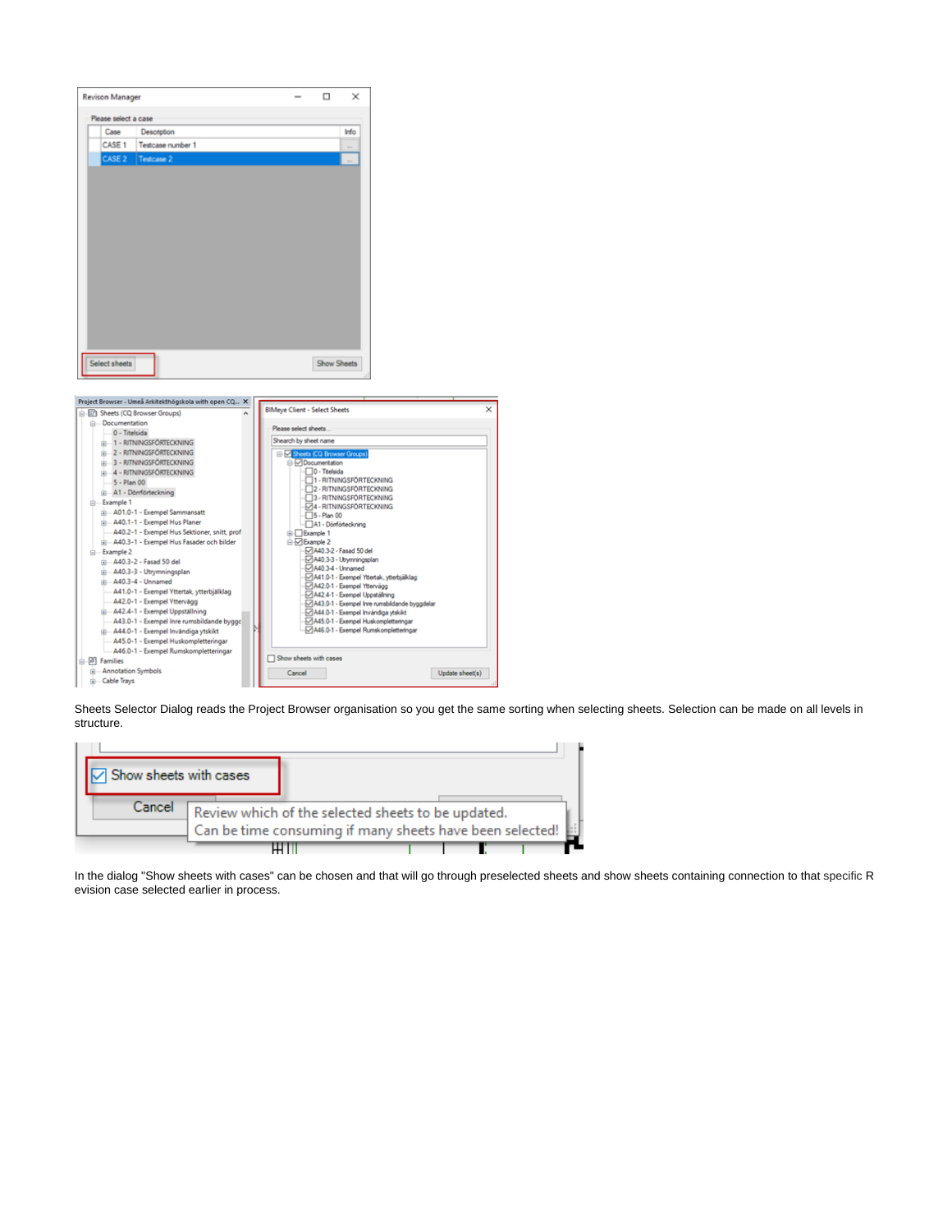Sheets Selector Dialog reads the Project Browser organisation so you get the same sorting when selecting sheets. Selection can be made on all levels in structure.

In the dialog "Show sheets with cases" can be chosen and that will go through preselected sheets and show sheets containing connection to that specific Revision case selected earlier in process.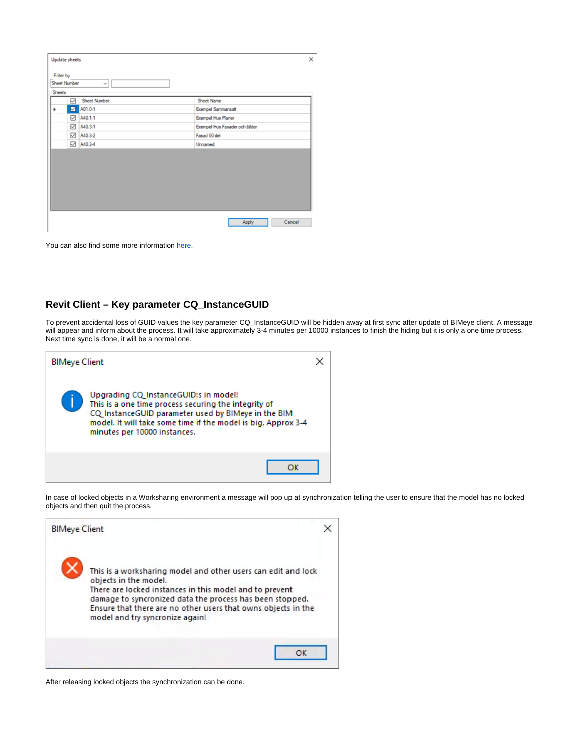You can also find some more information here.

## Revit Client – Key parameter CQ_InstanceGUID

To prevent accidental loss of GUID values the key parameter CQ_InstanceGUID will be hidden away at first sync after update of BIMeye client. A message will appear and inform about the process. It will take approximately 3-4 minutes per 10000 instances to finish the hiding but it is only a one time process. Next time sync is done, it will be a normal one.

In case of locked objects in a Worksharing environment a message will pop up at synchronization telling the user to ensure that the model has no locked objects and then quit the process.

After releasing locked objects the synchronization can be done.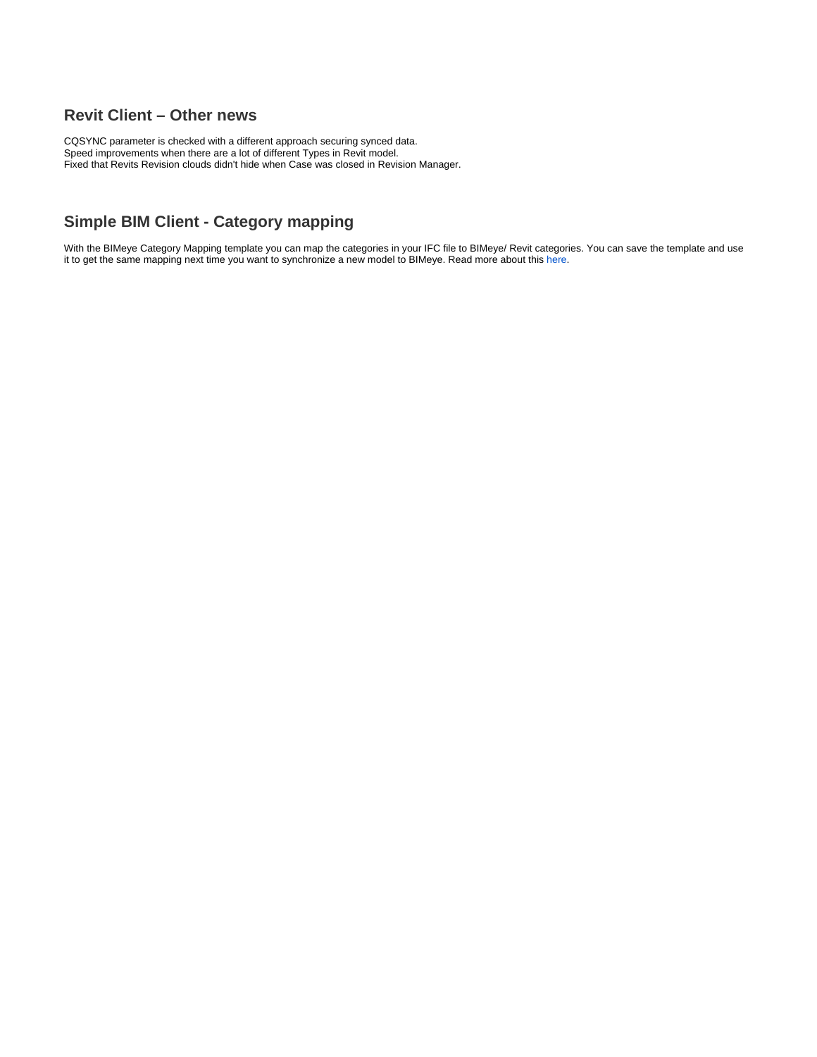## Revit Client – Other news

CQSYNC parameter is checked with a different approach securing synced data.
Speed improvements when there are a lot of different Types in Revit model.
Fixed that Revits Revision clouds didn't hide when Case was closed in Revision Manager.

## Simple BIM Client - Category mapping

With the BIMeye Category Mapping template you can map the categories in your IFC file to BIMeye/ Revit categories. You can save the template and use it to get the same mapping next time you want to synchronize a new model to BIMeye. Read more about this here.